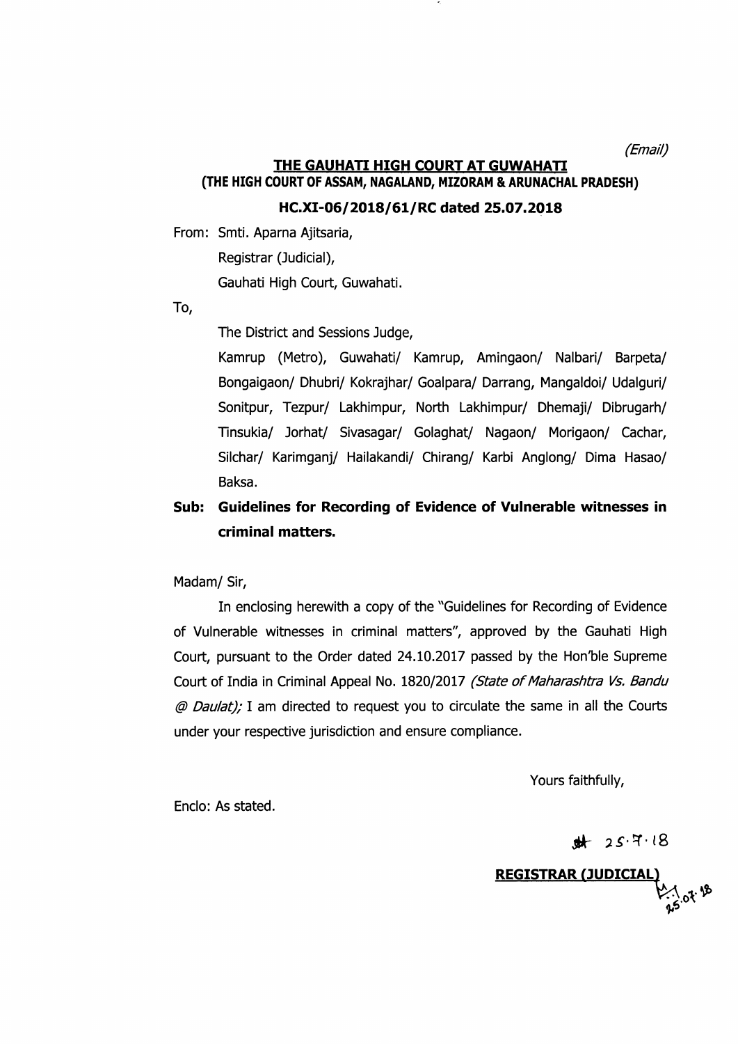*(Email)*

**THE GAUHATI HIGH COURT AT GUWAHATI**
**(THE HIGH COURT OF ASSAM, NAGALAND, MIZORAM & ARUNACHAL PRADESH)**

**HC.XI-06/2018/61/RC dated 25.07.2018**

From: Smti. Aparna Ajitsaria,
Registrar (Judicial),
Gauhati High Court, Guwahati.

To,

The District and Sessions Judge,
Kamrup (Metro), Guwahati/ Kamrup, Amingaon/ Nalbari/ Barpeta/ Bongaigaon/ Dhubri/ Kokrajhar/ Goalpara/ Darrang, Mangaldoi/ Udalguri/ Sonitpur, Tezpur/ Lakhimpur, North Lakhimpur/ Dhemaji/ Dibrugarh/ Tinsukia/ Jorhat/ Sivasagar/ Golaghat/ Nagaon/ Morigaon/ Cachar, Silchar/ Karimganj/ Hailakandi/ Chirang/ Karbi Anglong/ Dima Hasao/ Baksa.

**Sub: Guidelines for Recording of Evidence of Vulnerable witnesses in criminal matters.**

Madam/ Sir,

In enclosing herewith a copy of the "Guidelines for Recording of Evidence of Vulnerable witnesses in criminal matters", approved by the Gauhati High Court, pursuant to the Order dated 24.10.2017 passed by the Hon'ble Supreme Court of India in Criminal Appeal No. 1820/2017 *(State of Maharashtra Vs. Bandu @ Daulat);* I am directed to request you to circulate the same in all the Courts under your respective jurisdiction and ensure compliance.

Yours faithfully,

Enclo: As stated.

25.7.18

**REGISTRAR (JUDICIAL)**
25.07.18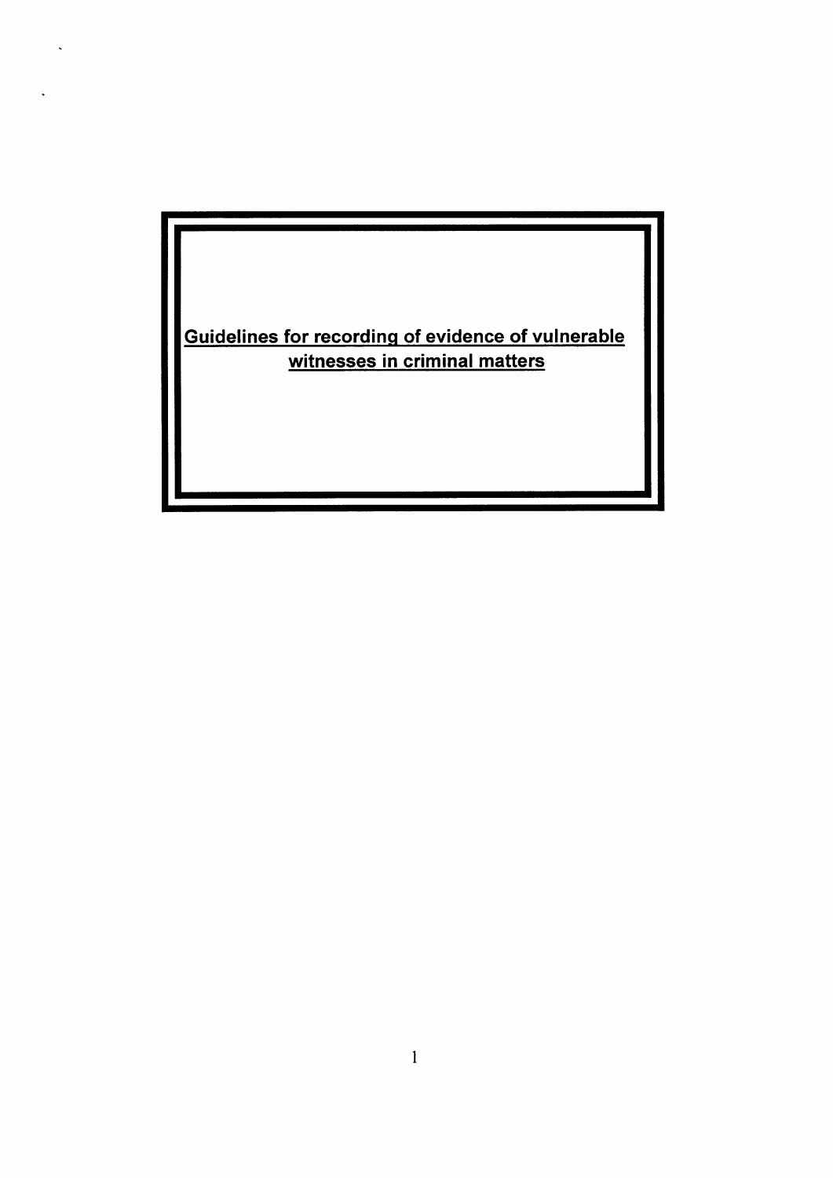# Guidelines for recording of evidence of vulnerable witnesses in criminal matters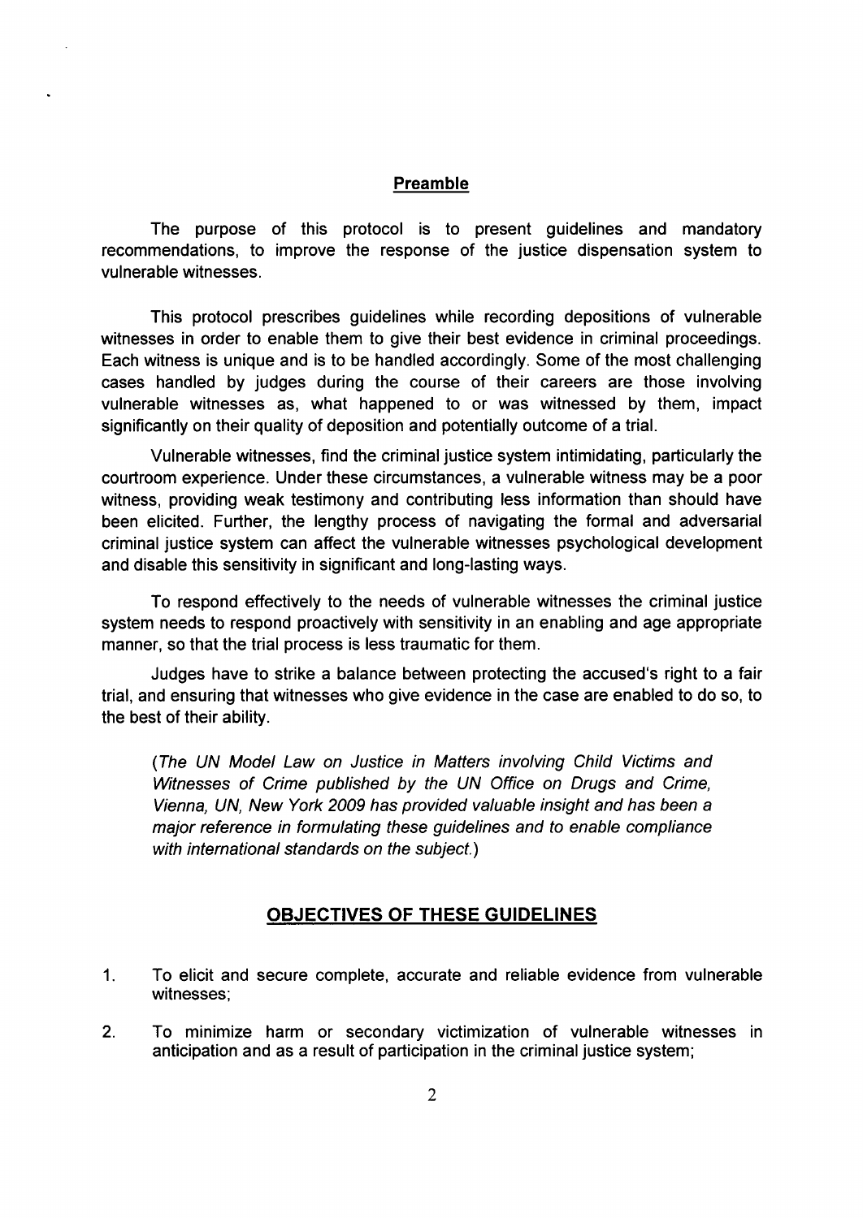## Preamble

The purpose of this protocol is to present guidelines and mandatory recommendations, to improve the response of the justice dispensation system to vulnerable witnesses.

This protocol prescribes guidelines while recording depositions of vulnerable witnesses in order to enable them to give their best evidence in criminal proceedings. Each witness is unique and is to be handled accordingly. Some of the most challenging cases handled by judges during the course of their careers are those involving vulnerable witnesses as, what happened to or was witnessed by them, impact significantly on their quality of deposition and potentially outcome of a trial.

Vulnerable witnesses, find the criminal justice system intimidating, particularly the courtroom experience. Under these circumstances, a vulnerable witness may be a poor witness, providing weak testimony and contributing less information than should have been elicited. Further, the lengthy process of navigating the formal and adversarial criminal justice system can affect the vulnerable witnesses psychological development and disable this sensitivity in significant and long-lasting ways.

To respond effectively to the needs of vulnerable witnesses the criminal justice system needs to respond proactively with sensitivity in an enabling and age appropriate manner, so that the trial process is less traumatic for them.

Judges have to strike a balance between protecting the accused's right to a fair trial, and ensuring that witnesses who give evidence in the case are enabled to do so, to the best of their ability.

*(The UN Model Law on Justice in Matters involving Child Victims and Witnesses of Crime published by the UN Office on Drugs and Crime, Vienna, UN, New York 2009 has provided valuable insight and has been a major reference in formulating these guidelines and to enable compliance with international standards on the subject.)*

## OBJECTIVES OF THESE GUIDELINES

1. To elicit and secure complete, accurate and reliable evidence from vulnerable witnesses;
2. To minimize harm or secondary victimization of vulnerable witnesses in anticipation and as a result of participation in the criminal justice system;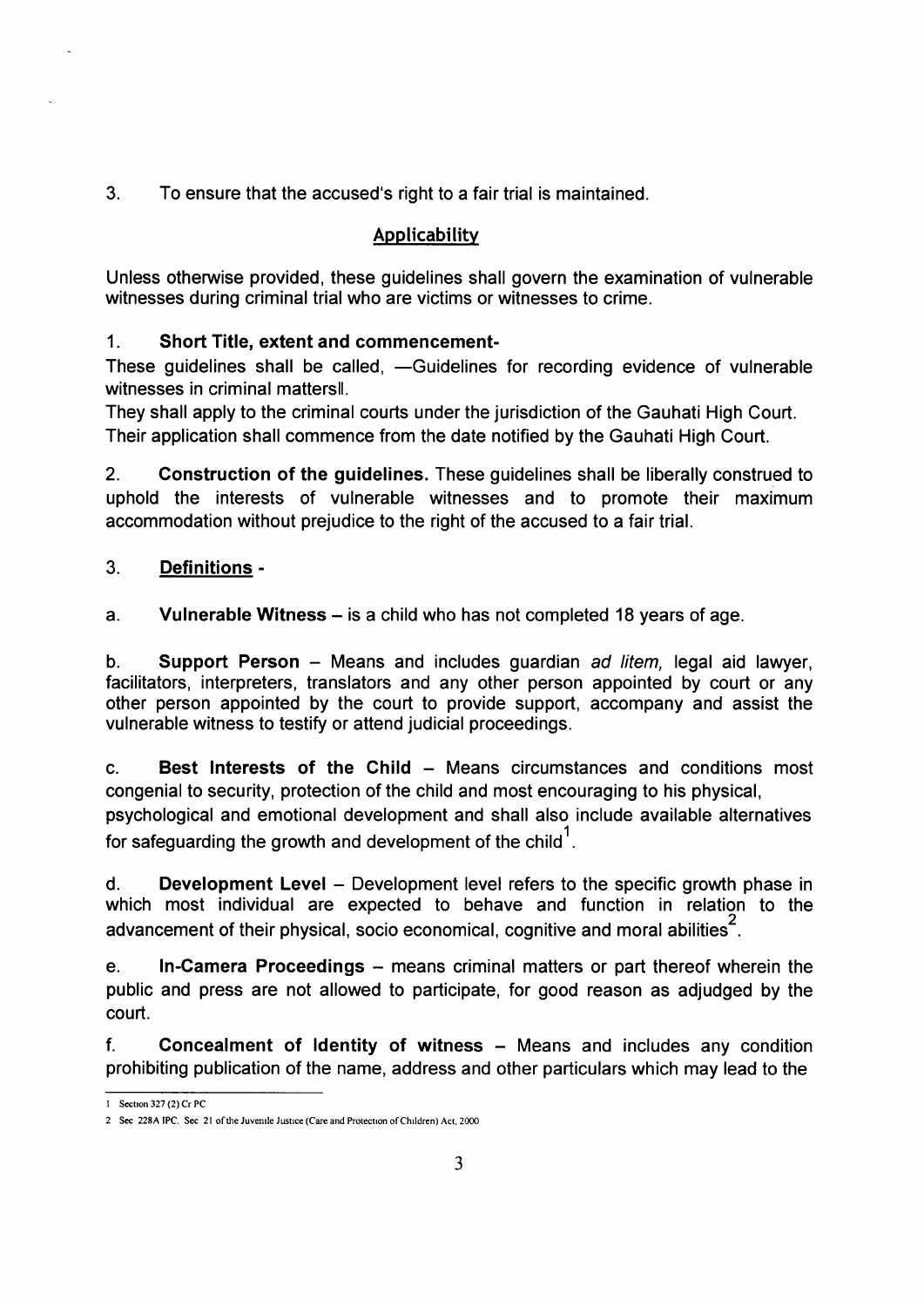3. To ensure that the accused's right to a fair trial is maintained.

## Applicability

Unless otherwise provided, these guidelines shall govern the examination of vulnerable witnesses during criminal trial who are victims or witnesses to crime.

1. **Short Title, extent and commencement-**

These guidelines shall be called, —Guidelines for recording evidence of vulnerable witnesses in criminal matters‖.

They shall apply to the criminal courts under the jurisdiction of the Gauhati High Court.

Their application shall commence from the date notified by the Gauhati High Court.

2. **Construction of the guidelines.** These guidelines shall be liberally construed to uphold the interests of vulnerable witnesses and to promote their maximum accommodation without prejudice to the right of the accused to a fair trial.

3. **Definitions -**

a. **Vulnerable Witness** – is a child who has not completed 18 years of age.

b. **Support Person** – Means and includes guardian *ad litem,* legal aid lawyer, facilitators, interpreters, translators and any other person appointed by court or any other person appointed by the court to provide support, accompany and assist the vulnerable witness to testify or attend judicial proceedings.

c. **Best Interests of the Child** – Means circumstances and conditions most congenial to security, protection of the child and most encouraging to his physical, psychological and emotional development and shall also include available alternatives for safeguarding the growth and development of the child[1].

d. **Development Level** – Development level refers to the specific growth phase in which most individual are expected to behave and function in relation to the advancement of their physical, socio economical, cognitive and moral abilities[2].

e. **In-Camera Proceedings** – means criminal matters or part thereof wherein the public and press are not allowed to participate, for good reason as adjudged by the court.

f. **Concealment of Identity of witness** – Means and includes any condition prohibiting publication of the name, address and other particulars which may lead to the

---

1 Section 327 (2) Cr PC

2 Sec 228A IPC. Sec 21 of the Juvenile Justice (Care and Protection of Children) Act, 2000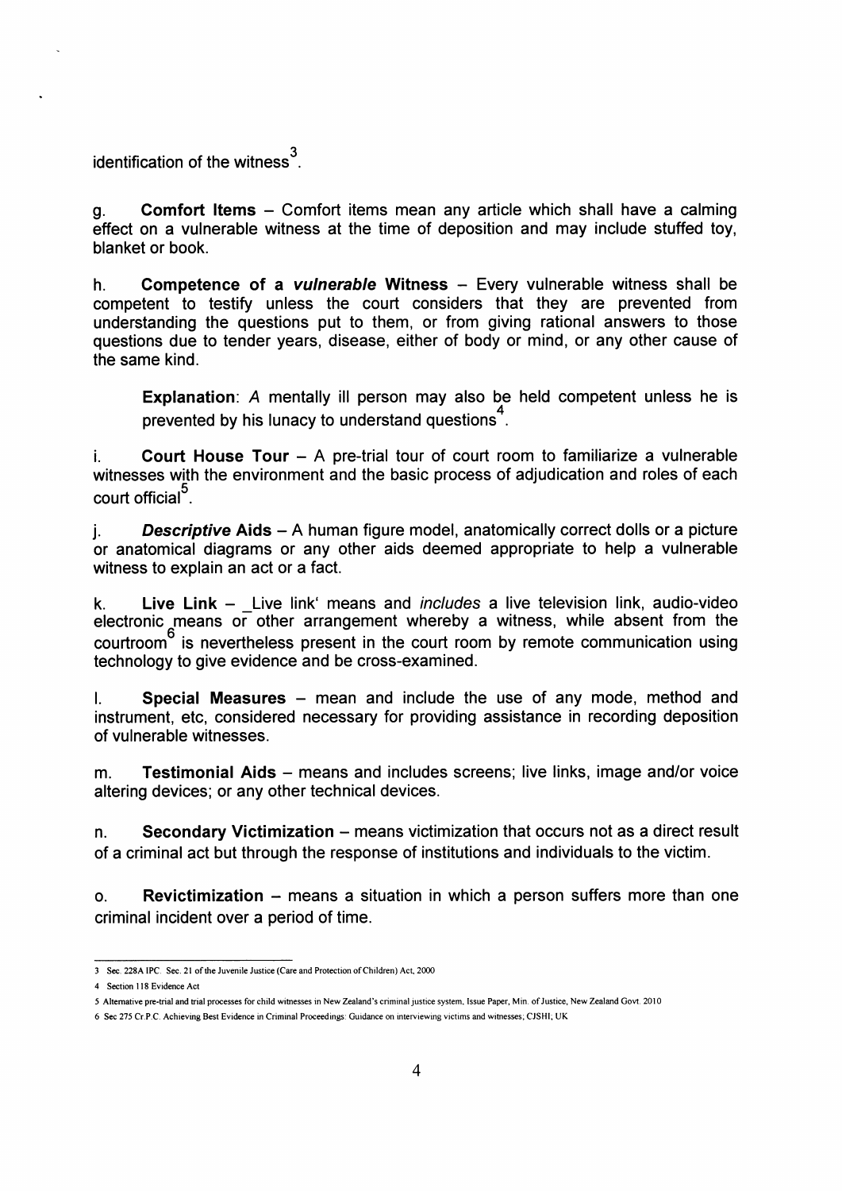identification of the witness[3].

g. **Comfort Items** – Comfort items mean any article which shall have a calming effect on a vulnerable witness at the time of deposition and may include stuffed toy, blanket or book.

h. **Competence of a *vulnerable* Witness** – Every vulnerable witness shall be competent to testify unless the court considers that they are prevented from understanding the questions put to them, or from giving rational answers to those questions due to tender years, disease, either of body or mind, or any other cause of the same kind.

> **Explanation**: *A* mentally ill person may also be held competent unless he is prevented by his lunacy to understand questions[4].

i. **Court House Tour** – A pre-trial tour of court room to familiarize a vulnerable witnesses with the environment and the basic process of adjudication and roles of each court official[5].

j. ***Descriptive* Aids** – A human figure model, anatomically correct dolls or a picture or anatomical diagrams or any other aids deemed appropriate to help a vulnerable witness to explain an act or a fact.

k. **Live Link** – \_Live link' means and *includes* a live television link, audio-video electronic means or other arrangement whereby a witness, while absent from the courtroom[6] is nevertheless present in the court room by remote communication using technology to give evidence and be cross-examined.

l. **Special Measures** – mean and include the use of any mode, method and instrument, etc, considered necessary for providing assistance in recording deposition of vulnerable witnesses.

m. **Testimonial Aids** – means and includes screens; live links, image and/or voice altering devices; or any other technical devices.

n. **Secondary Victimization** – means victimization that occurs not as a direct result of a criminal act but through the response of institutions and individuals to the victim.

o. **Revictimization** – means a situation in which a person suffers more than one criminal incident over a period of time.

---

3 Sec. 228A IPC. Sec. 21 of the Juvenile Justice (Care and Protection of Children) Act, 2000

4 Section 118 Evidence Act

5 Alternative pre-trial and trial processes for child witnesses in New Zealand's criminal justice system, Issue Paper, Min. of Justice, New Zealand Govt. 2010

6 Sec 275 Cr.P.C. Achieving Best Evidence in Criminal Proceedings: Guidance on interviewing victims and witnesses; CJSHI; UK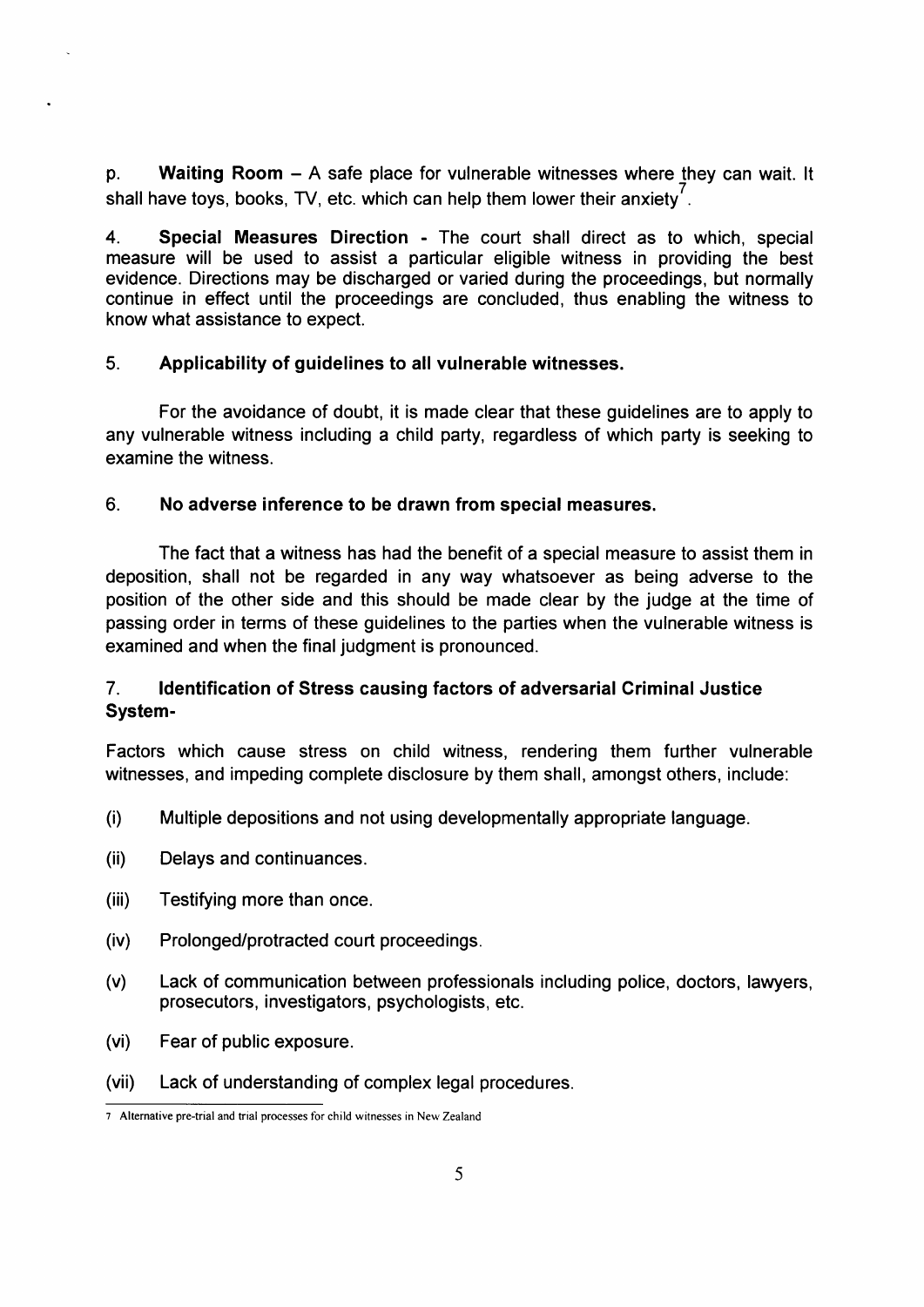p. **Waiting Room** – A safe place for vulnerable witnesses where they can wait. It shall have toys, books, TV, etc. which can help them lower their anxiety[7].

4. **Special Measures Direction** - The court shall direct as to which, special measure will be used to assist a particular eligible witness in providing the best evidence. Directions may be discharged or varied during the proceedings, but normally continue in effect until the proceedings are concluded, thus enabling the witness to know what assistance to expect.

5. **Applicability of guidelines to all vulnerable witnesses.**

For the avoidance of doubt, it is made clear that these guidelines are to apply to any vulnerable witness including a child party, regardless of which party is seeking to examine the witness.

6. **No adverse inference to be drawn from special measures.**

The fact that a witness has had the benefit of a special measure to assist them in deposition, shall not be regarded in any way whatsoever as being adverse to the position of the other side and this should be made clear by the judge at the time of passing order in terms of these guidelines to the parties when the vulnerable witness is examined and when the final judgment is pronounced.

7. **Identification of Stress causing factors of adversarial Criminal Justice System-**

Factors which cause stress on child witness, rendering them further vulnerable witnesses, and impeding complete disclosure by them shall, amongst others, include:

(i) Multiple depositions and not using developmentally appropriate language.

(ii) Delays and continuances.

(iii) Testifying more than once.

(iv) Prolonged/protracted court proceedings.

(v) Lack of communication between professionals including police, doctors, lawyers, prosecutors, investigators, psychologists, etc.

(vi) Fear of public exposure.

(vii) Lack of understanding of complex legal procedures.

---

[7] Alternative pre-trial and trial processes for child witnesses in New Zealand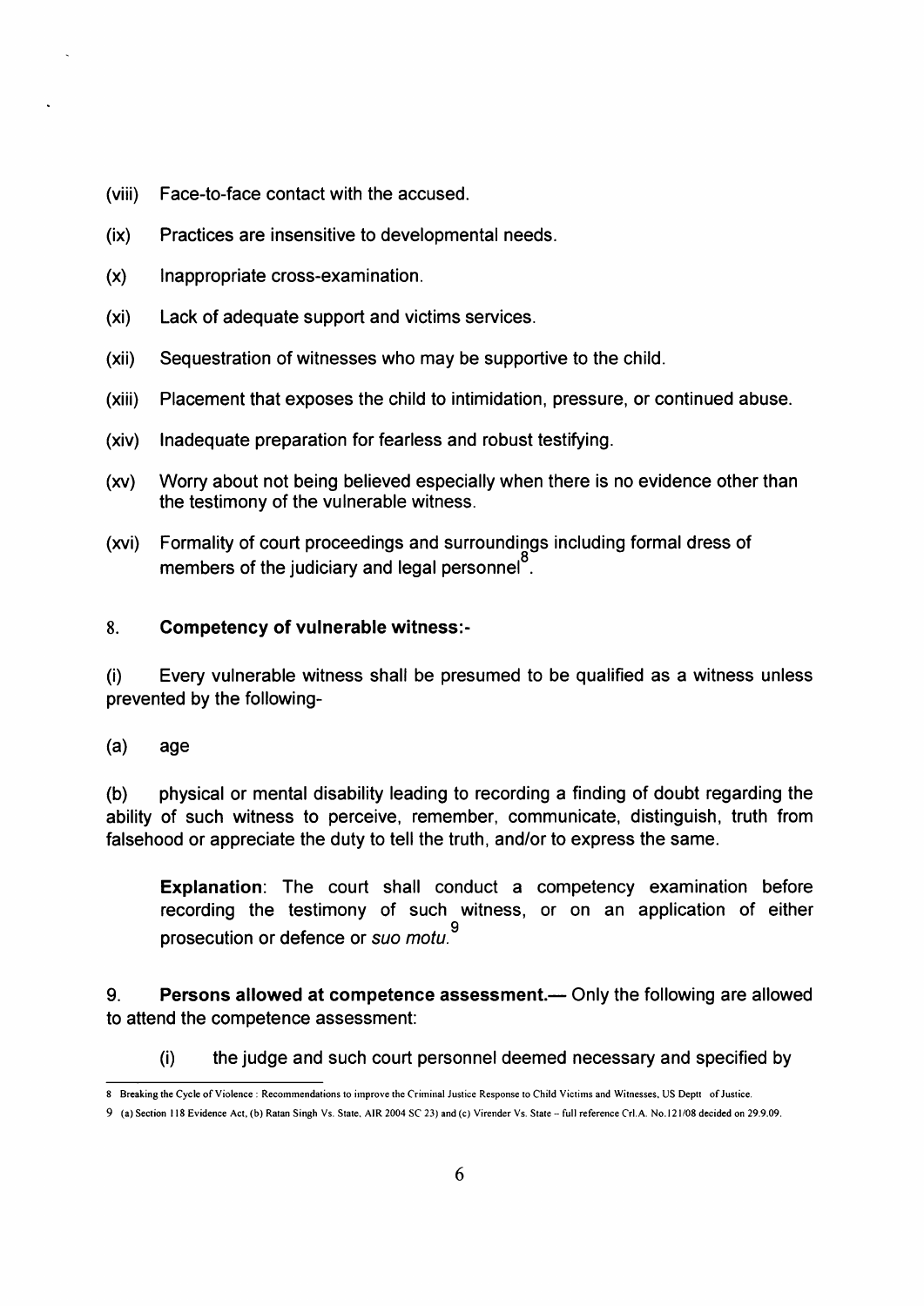(viii) Face-to-face contact with the accused.

(ix) Practices are insensitive to developmental needs.

(x) Inappropriate cross-examination.

(xi) Lack of adequate support and victims services.

(xii) Sequestration of witnesses who may be supportive to the child.

(xiii) Placement that exposes the child to intimidation, pressure, or continued abuse.

(xiv) Inadequate preparation for fearless and robust testifying.

(xv) Worry about not being believed especially when there is no evidence other than the testimony of the vulnerable witness.

(xvi) Formality of court proceedings and surroundings including formal dress of members of the judiciary and legal personnel[8].

8. **Competency of vulnerable witness:-**

(i) Every vulnerable witness shall be presumed to be qualified as a witness unless prevented by the following-

(a) age

(b) physical or mental disability leading to recording a finding of doubt regarding the ability of such witness to perceive, remember, communicate, distinguish, truth from falsehood or appreciate the duty to tell the truth, and/or to express the same.

> **Explanation**: The court shall conduct a competency examination before recording the testimony of such witness, or on an application of either prosecution or defence or *suo motu.*[9]

9. **Persons allowed at competence assessment.—** Only the following are allowed to attend the competence assessment:

(i) the judge and such court personnel deemed necessary and specified by

---

8 Breaking the Cycle of Violence : Recommendations to improve the Criminal Justice Response to Child Victims and Witnesses, US Deptt of Justice.

9 (a) Section 118 Evidence Act, (b) Ratan Singh Vs. State, AIR 2004 SC 23) and (c) Virender Vs. State – full reference Crl.A. No.121/08 decided on 29.9.09.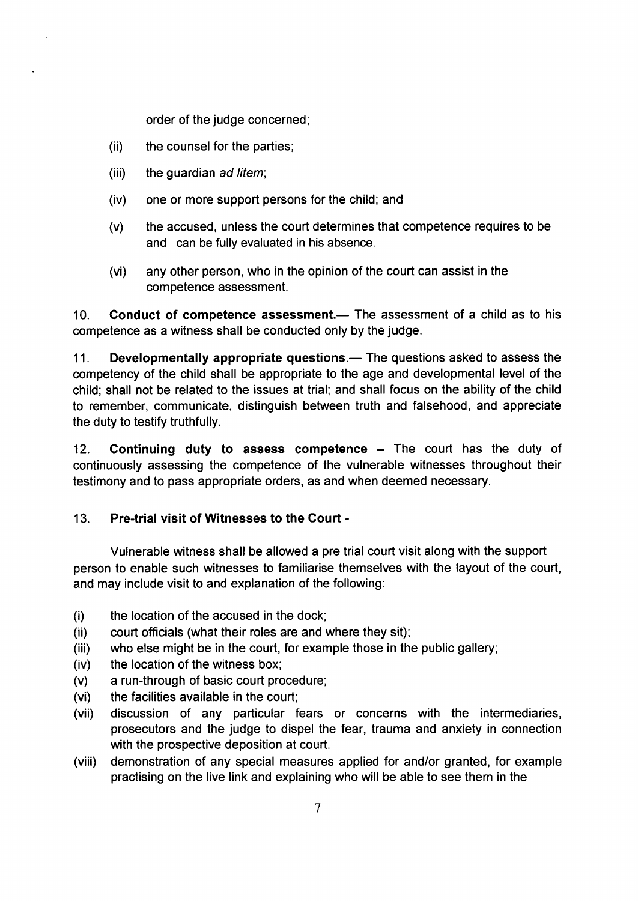order of the judge concerned;

(ii) the counsel for the parties;

(iii) the guardian *ad litem*;

(iv) one or more support persons for the child; and

(v) the accused, unless the court determines that competence requires to be and can be fully evaluated in his absence.

(vi) any other person, who in the opinion of the court can assist in the competence assessment.

10. **Conduct of competence assessment.**— The assessment of a child as to his competence as a witness shall be conducted only by the judge.

11. **Developmentally appropriate questions.**— The questions asked to assess the competency of the child shall be appropriate to the age and developmental level of the child; shall not be related to the issues at trial; and shall focus on the ability of the child to remember, communicate, distinguish between truth and falsehood, and appreciate the duty to testify truthfully.

12. **Continuing duty to assess competence** – The court has the duty of continuously assessing the competence of the vulnerable witnesses throughout their testimony and to pass appropriate orders, as and when deemed necessary.

13. **Pre-trial visit of Witnesses to the Court** -

Vulnerable witness shall be allowed a pre trial court visit along with the support person to enable such witnesses to familiarise themselves with the layout of the court, and may include visit to and explanation of the following:

(i) the location of the accused in the dock;
(ii) court officials (what their roles are and where they sit);
(iii) who else might be in the court, for example those in the public gallery;
(iv) the location of the witness box;
(v) a run-through of basic court procedure;
(vi) the facilities available in the court;
(vii) discussion of any particular fears or concerns with the intermediaries, prosecutors and the judge to dispel the fear, trauma and anxiety in connection with the prospective deposition at court.
(viii) demonstration of any special measures applied for and/or granted, for example practising on the live link and explaining who will be able to see them in the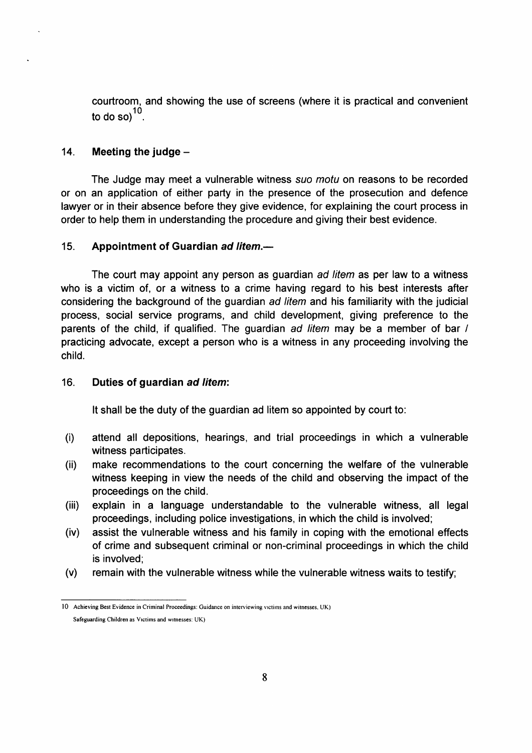courtroom, and showing the use of screens (where it is practical and convenient to do so)[10].

## 14. Meeting the judge –

The Judge may meet a vulnerable witness *suo motu* on reasons to be recorded or on an application of either party in the presence of the prosecution and defence lawyer or in their absence before they give evidence, for explaining the court process in order to help them in understanding the procedure and giving their best evidence.

## 15. Appointment of Guardian *ad litem*.—

The court may appoint any person as guardian *ad litem* as per law to a witness who is a victim of, or a witness to a crime having regard to his best interests after considering the background of the guardian *ad litem* and his familiarity with the judicial process, social service programs, and child development, giving preference to the parents of the child, if qualified. The guardian *ad litem* may be a member of bar / practicing advocate, except a person who is a witness in any proceeding involving the child.

## 16. Duties of guardian *ad litem*:

It shall be the duty of the guardian ad litem so appointed by court to:

(i) attend all depositions, hearings, and trial proceedings in which a vulnerable witness participates.

(ii) make recommendations to the court concerning the welfare of the vulnerable witness keeping in view the needs of the child and observing the impact of the proceedings on the child.

(iii) explain in a language understandable to the vulnerable witness, all legal proceedings, including police investigations, in which the child is involved;

(iv) assist the vulnerable witness and his family in coping with the emotional effects of crime and subsequent criminal or non-criminal proceedings in which the child is involved;

(v) remain with the vulnerable witness while the vulnerable witness waits to testify;

---

10 Achieving Best Evidence in Criminal Proceedings: Guidance on interviewing victims and witnesses, UK)
Safeguarding Children as Victims and witnesses: UK)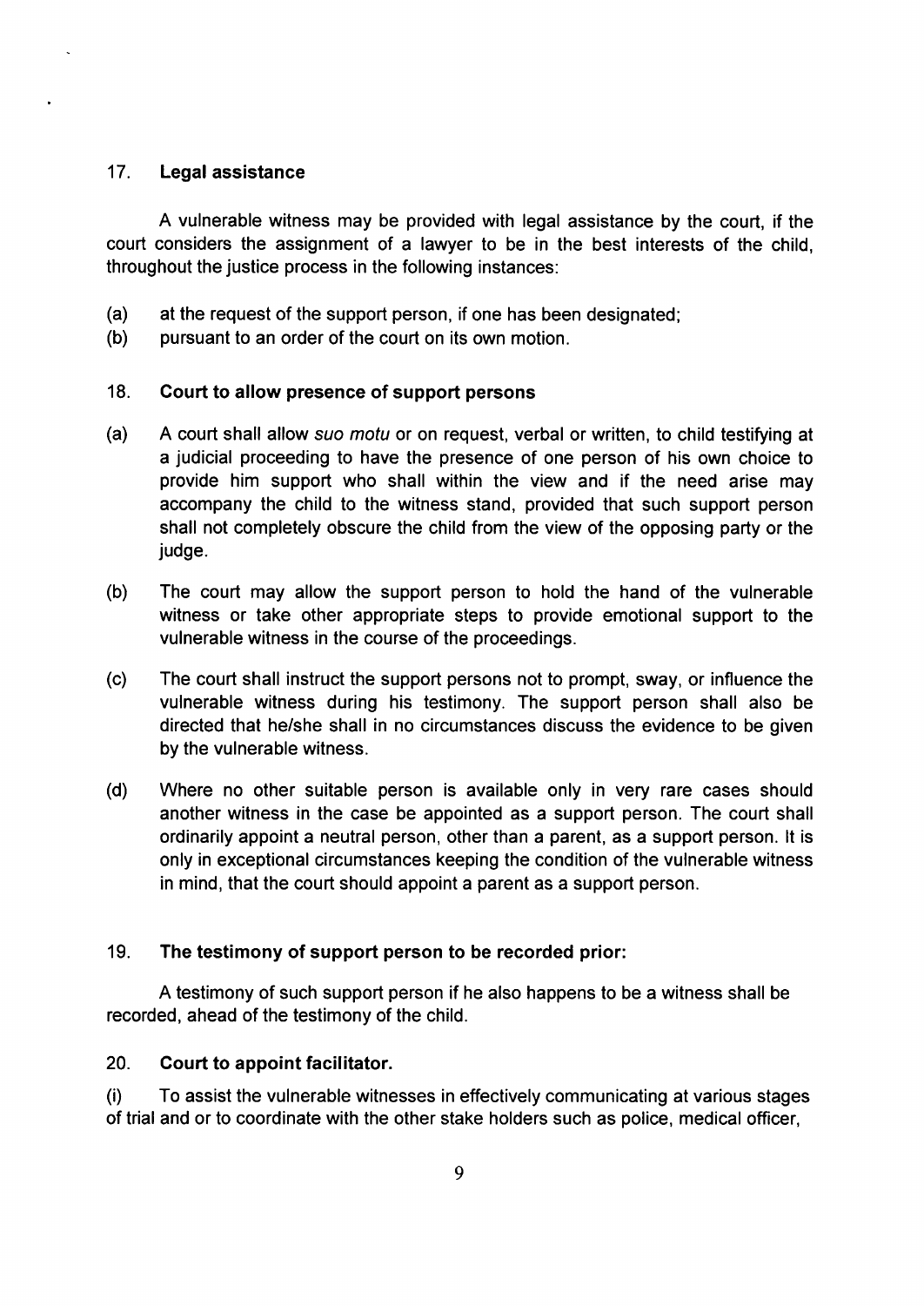### 17. Legal assistance

A vulnerable witness may be provided with legal assistance by the court, if the court considers the assignment of a lawyer to be in the best interests of the child, throughout the justice process in the following instances:

(a) at the request of the support person, if one has been designated;

(b) pursuant to an order of the court on its own motion.

### 18. Court to allow presence of support persons

(a) A court shall allow *suo motu* or on request, verbal or written, to child testifying at a judicial proceeding to have the presence of one person of his own choice to provide him support who shall within the view and if the need arise may accompany the child to the witness stand, provided that such support person shall not completely obscure the child from the view of the opposing party or the judge.

(b) The court may allow the support person to hold the hand of the vulnerable witness or take other appropriate steps to provide emotional support to the vulnerable witness in the course of the proceedings.

(c) The court shall instruct the support persons not to prompt, sway, or influence the vulnerable witness during his testimony. The support person shall also be directed that he/she shall in no circumstances discuss the evidence to be given by the vulnerable witness.

(d) Where no other suitable person is available only in very rare cases should another witness in the case be appointed as a support person. The court shall ordinarily appoint a neutral person, other than a parent, as a support person. It is only in exceptional circumstances keeping the condition of the vulnerable witness in mind, that the court should appoint a parent as a support person.

### 19. The testimony of support person to be recorded prior:

A testimony of such support person if he also happens to be a witness shall be recorded, ahead of the testimony of the child.

### 20. Court to appoint facilitator.

(i) To assist the vulnerable witnesses in effectively communicating at various stages of trial and or to coordinate with the other stake holders such as police, medical officer,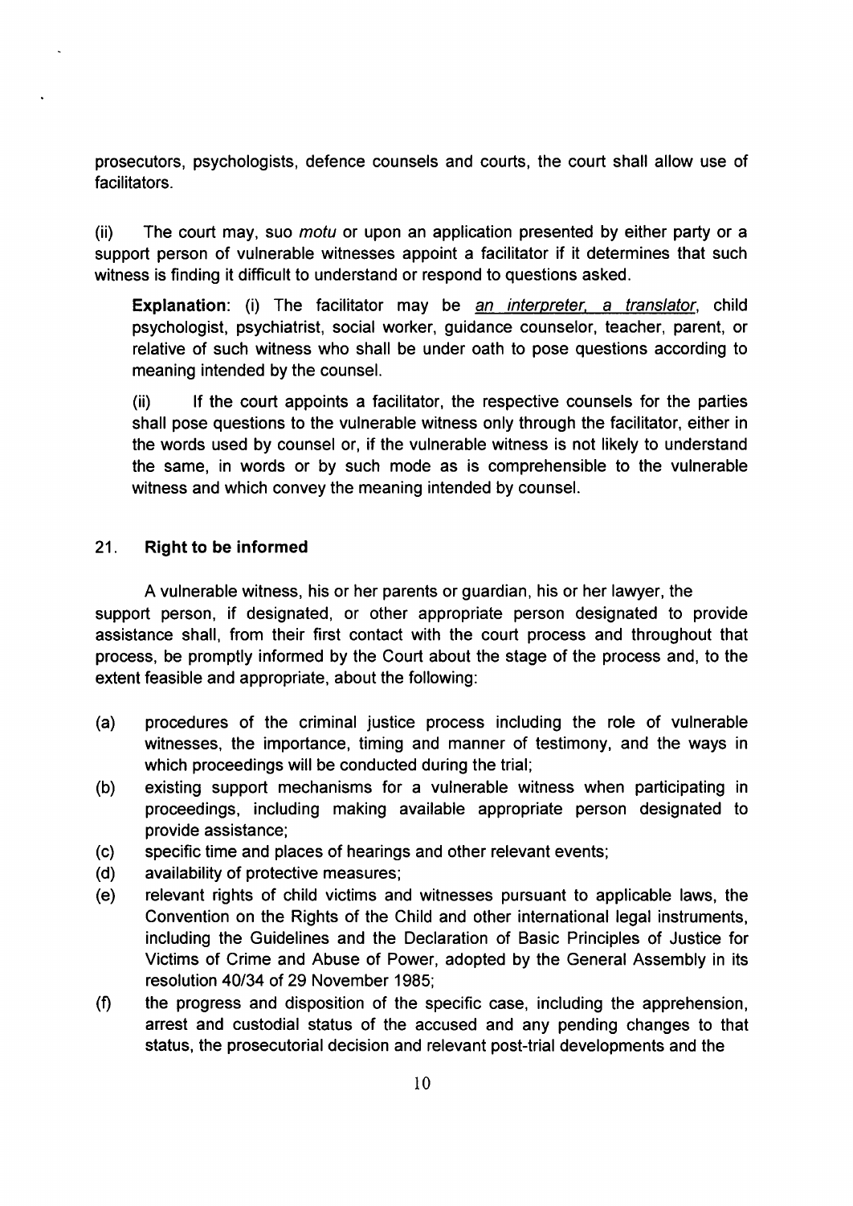prosecutors, psychologists, defence counsels and courts, the court shall allow use of facilitators.

(ii) The court may, suo *motu* or upon an application presented by either party or a support person of vulnerable witnesses appoint a facilitator if it determines that such witness is finding it difficult to understand or respond to questions asked.

> **Explanation**: (i) The facilitator may be <u>an interpreter, a translator</u>, child psychologist, psychiatrist, social worker, guidance counselor, teacher, parent, or relative of such witness who shall be under oath to pose questions according to meaning intended by the counsel.
>
> (ii) If the court appoints a facilitator, the respective counsels for the parties shall pose questions to the vulnerable witness only through the facilitator, either in the words used by counsel or, if the vulnerable witness is not likely to understand the same, in words or by such mode as is comprehensible to the vulnerable witness and which convey the meaning intended by counsel.

## 21. Right to be informed

A vulnerable witness, his or her parents or guardian, his or her lawyer, the support person, if designated, or other appropriate person designated to provide assistance shall, from their first contact with the court process and throughout that process, be promptly informed by the Court about the stage of the process and, to the extent feasible and appropriate, about the following:

(a) procedures of the criminal justice process including the role of vulnerable witnesses, the importance, timing and manner of testimony, and the ways in which proceedings will be conducted during the trial;

(b) existing support mechanisms for a vulnerable witness when participating in proceedings, including making available appropriate person designated to provide assistance;

(c) specific time and places of hearings and other relevant events;

(d) availability of protective measures;

(e) relevant rights of child victims and witnesses pursuant to applicable laws, the Convention on the Rights of the Child and other international legal instruments, including the Guidelines and the Declaration of Basic Principles of Justice for Victims of Crime and Abuse of Power, adopted by the General Assembly in its resolution 40/34 of 29 November 1985;

(f) the progress and disposition of the specific case, including the apprehension, arrest and custodial status of the accused and any pending changes to that status, the prosecutorial decision and relevant post-trial developments and the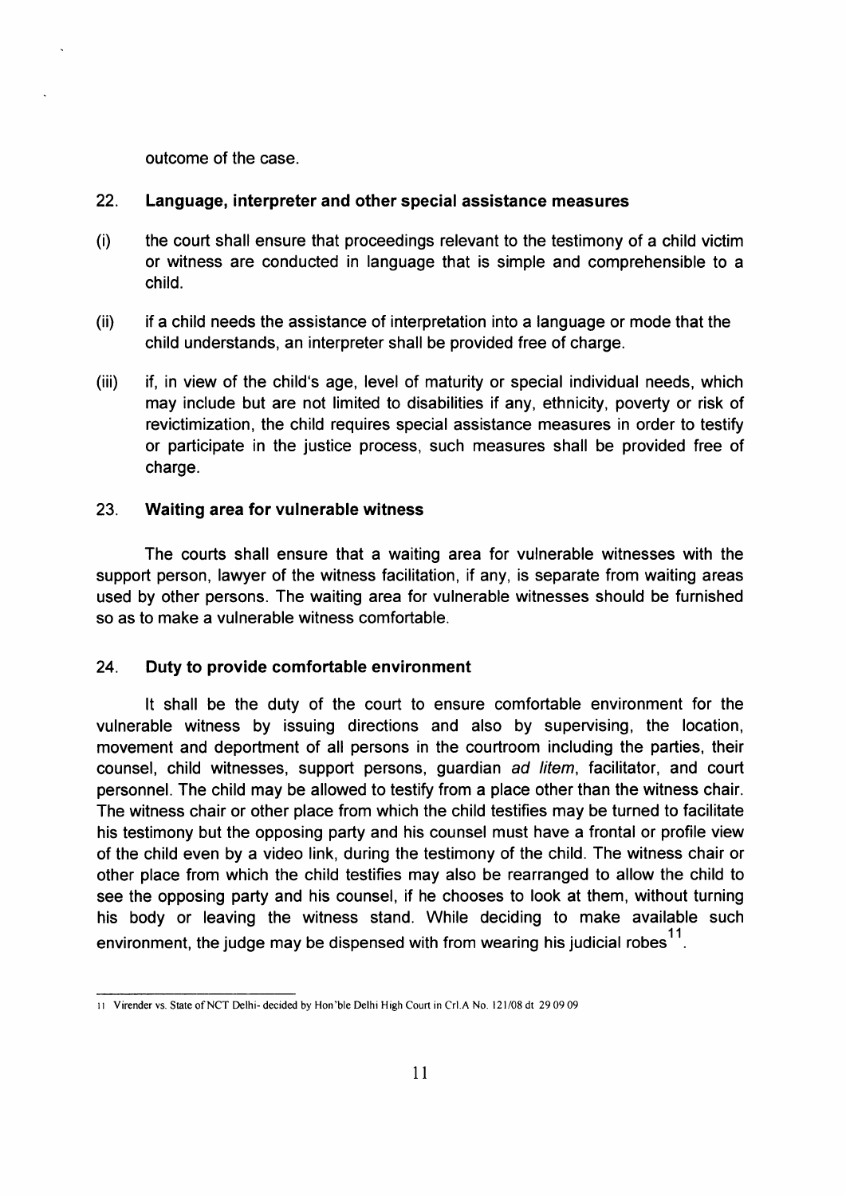outcome of the case.

## 22. Language, interpreter and other special assistance measures

(i) the court shall ensure that proceedings relevant to the testimony of a child victim or witness are conducted in language that is simple and comprehensible to a child.

(ii) if a child needs the assistance of interpretation into a language or mode that the child understands, an interpreter shall be provided free of charge.

(iii) if, in view of the child's age, level of maturity or special individual needs, which may include but are not limited to disabilities if any, ethnicity, poverty or risk of revictimization, the child requires special assistance measures in order to testify or participate in the justice process, such measures shall be provided free of charge.

## 23. Waiting area for vulnerable witness

The courts shall ensure that a waiting area for vulnerable witnesses with the support person, lawyer of the witness facilitation, if any, is separate from waiting areas used by other persons. The waiting area for vulnerable witnesses should be furnished so as to make a vulnerable witness comfortable.

## 24. Duty to provide comfortable environment

It shall be the duty of the court to ensure comfortable environment for the vulnerable witness by issuing directions and also by supervising, the location, movement and deportment of all persons in the courtroom including the parties, their counsel, child witnesses, support persons, guardian *ad litem*, facilitator, and court personnel. The child may be allowed to testify from a place other than the witness chair. The witness chair or other place from which the child testifies may be turned to facilitate his testimony but the opposing party and his counsel must have a frontal or profile view of the child even by a video link, during the testimony of the child. The witness chair or other place from which the child testifies may also be rearranged to allow the child to see the opposing party and his counsel, if he chooses to look at them, without turning his body or leaving the witness stand. While deciding to make available such environment, the judge may be dispensed with from wearing his judicial robes[11].

---

11 Virender vs. State of NCT Delhi- decided by Hon'ble Delhi High Court in Crl.A No. 121/08 dt 29 09 09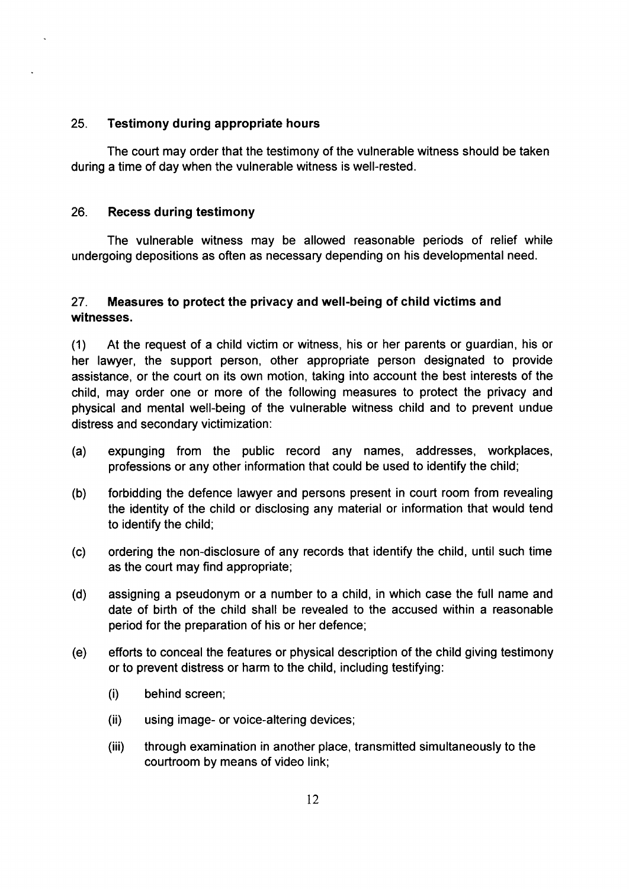### 25. Testimony during appropriate hours

The court may order that the testimony of the vulnerable witness should be taken during a time of day when the vulnerable witness is well-rested.

### 26. Recess during testimony

The vulnerable witness may be allowed reasonable periods of relief while undergoing depositions as often as necessary depending on his developmental need.

### 27. Measures to protect the privacy and well-being of child victims and witnesses.

(1) At the request of a child victim or witness, his or her parents or guardian, his or her lawyer, the support person, other appropriate person designated to provide assistance, or the court on its own motion, taking into account the best interests of the child, may order one or more of the following measures to protect the privacy and physical and mental well-being of the vulnerable witness child and to prevent undue distress and secondary victimization:

(a) expunging from the public record any names, addresses, workplaces, professions or any other information that could be used to identify the child;

(b) forbidding the defence lawyer and persons present in court room from revealing the identity of the child or disclosing any material or information that would tend to identify the child;

(c) ordering the non-disclosure of any records that identify the child, until such time as the court may find appropriate;

(d) assigning a pseudonym or a number to a child, in which case the full name and date of birth of the child shall be revealed to the accused within a reasonable period for the preparation of his or her defence;

(e) efforts to conceal the features or physical description of the child giving testimony or to prevent distress or harm to the child, including testifying:

(i) behind screen;

(ii) using image- or voice-altering devices;

(iii) through examination in another place, transmitted simultaneously to the courtroom by means of video link;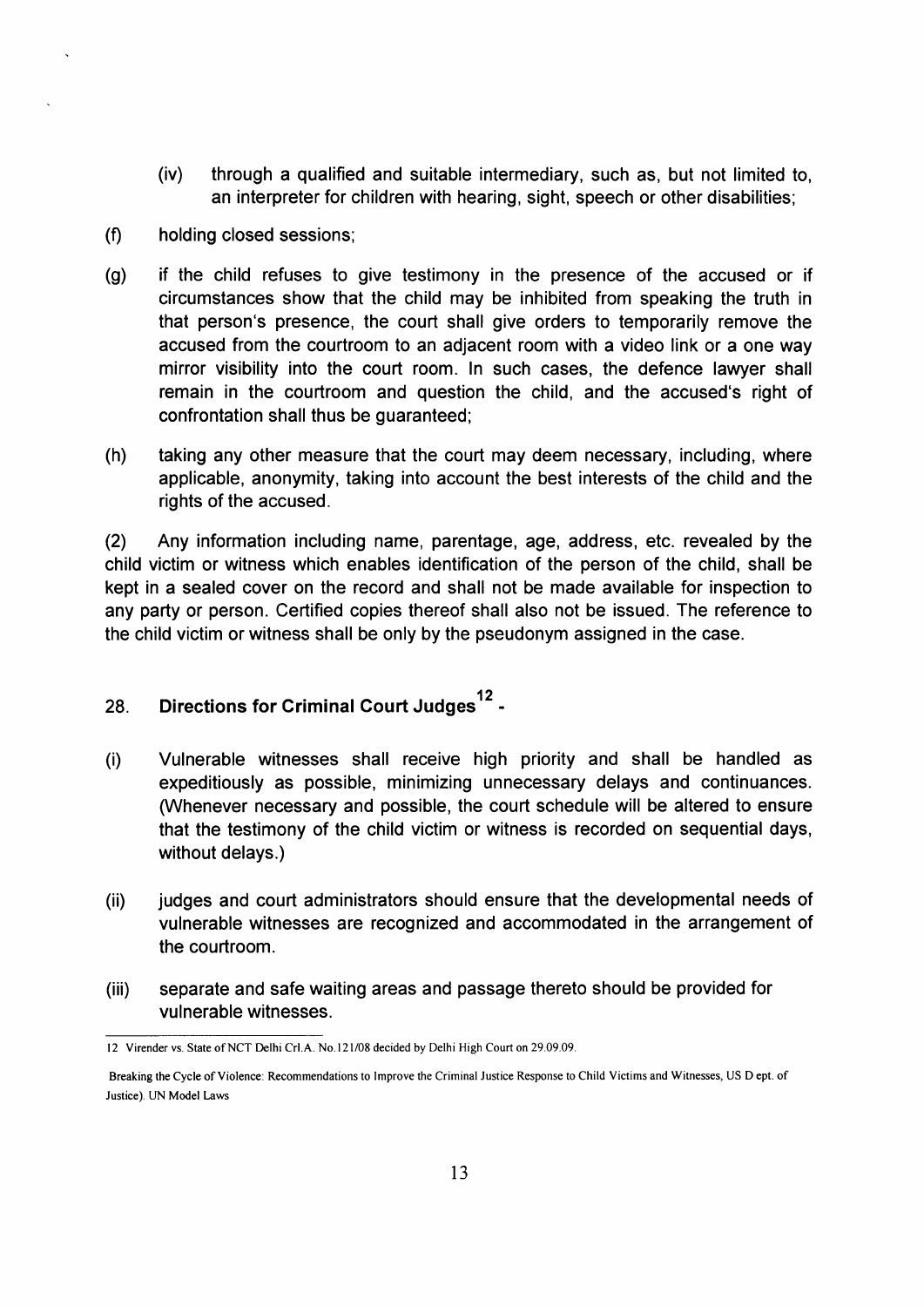(iv) through a qualified and suitable intermediary, such as, but not limited to, an interpreter for children with hearing, sight, speech or other disabilities;

(f) holding closed sessions;

(g) if the child refuses to give testimony in the presence of the accused or if circumstances show that the child may be inhibited from speaking the truth in that person's presence, the court shall give orders to temporarily remove the accused from the courtroom to an adjacent room with a video link or a one way mirror visibility into the court room. In such cases, the defence lawyer shall remain in the courtroom and question the child, and the accused's right of confrontation shall thus be guaranteed;

(h) taking any other measure that the court may deem necessary, including, where applicable, anonymity, taking into account the best interests of the child and the rights of the accused.

(2) Any information including name, parentage, age, address, etc. revealed by the child victim or witness which enables identification of the person of the child, shall be kept in a sealed cover on the record and shall not be made available for inspection to any party or person. Certified copies thereof shall also not be issued. The reference to the child victim or witness shall be only by the pseudonym assigned in the case.

## 28. Directions for Criminal Court Judges[12] -

(i) Vulnerable witnesses shall receive high priority and shall be handled as expeditiously as possible, minimizing unnecessary delays and continuances. (Whenever necessary and possible, the court schedule will be altered to ensure that the testimony of the child victim or witness is recorded on sequential days, without delays.)

(ii) judges and court administrators should ensure that the developmental needs of vulnerable witnesses are recognized and accommodated in the arrangement of the courtroom.

(iii) separate and safe waiting areas and passage thereto should be provided for vulnerable witnesses.

---

12 Virender vs. State of NCT Delhi Crl.A. No.121/08 decided by Delhi High Court on 29.09.09.

Breaking the Cycle of Violence: Recommendations to Improve the Criminal Justice Response to Child Victims and Witnesses, US D ept. of Justice). UN Model Laws